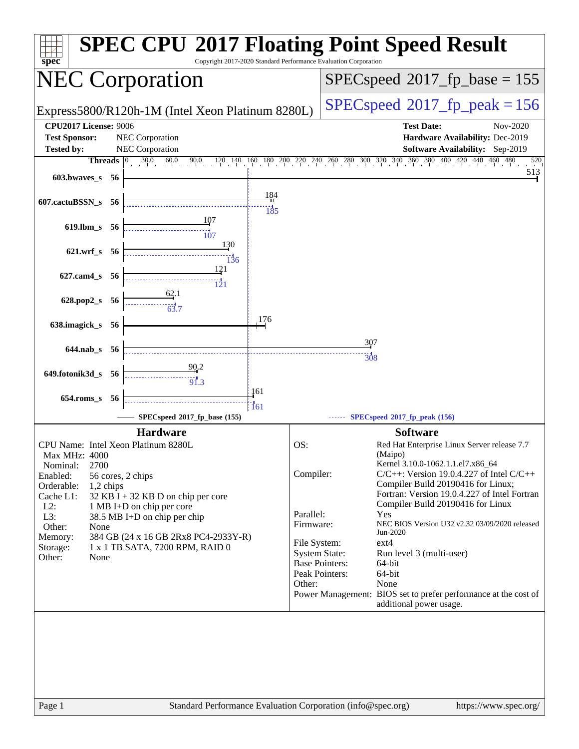# SPEC CPU 2017 Floating Point Speed Result

Copyright 2017-2020 Standard Performance Evaluation Corporation

## NEC Corporation

Express5800/R120h-1M (Intel Xeon Platinum 8280L)

SPECspeed 2017_fp_base = 155

SPECspeed 2017_fp_peak = 156

| | | | |
|---|---|---|---|
| **CPU2017 License:** | 9006 | **Test Date:** | Nov-2020 |
| **Test Sponsor:** | NEC Corporation | **Hardware Availability:** | Dec-2019 |
| **Tested by:** | NEC Corporation | **Software Availability:** | Sep-2019 |

| Benchmark | Threads | Base | Peak |
|---|---|---|---|
| 603.bwaves_s | 56 | 513 | |
| 607.cactuBSSN_s | 56 | 184 | 185 |
| 619.lbm_s | 56 | 107 | 107 |
| 621.wrf_s | 56 | 130 | 136 |
| 627.cam4_s | 56 | 121 | 121 |
| 628.pop2_s | 56 | 62.1 | 63.7 |
| 638.imagick_s | 56 | 176 | |
| 644.nab_s | 56 | 307 | 308 |
| 649.fotonik3d_s | 56 | 90.2 | 91.3 |
| 654.roms_s | 56 | 161 | 161 |

SPECspeed 2017_fp_base (155) — SPECspeed 2017_fp_peak (156)

### Hardware

| | |
|---|---|
| CPU Name: | Intel Xeon Platinum 8280L |
| Max MHz: | 4000 |
| Nominal: | 2700 |
| Enabled: | 56 cores, 2 chips |
| Orderable: | 1,2 chips |
| Cache L1: | 32 KB I + 32 KB D on chip per core |
| L2: | 1 MB I+D on chip per core |
| L3: | 38.5 MB I+D on chip per chip |
| Other: | None |
| Memory: | 384 GB (24 x 16 GB 2Rx8 PC4-2933Y-R) |
| Storage: | 1 x 1 TB SATA, 7200 RPM, RAID 0 |
| Other: | None |

### Software

| | |
|---|---|
| OS: | Red Hat Enterprise Linux Server release 7.7 (Maipo) Kernel 3.10.0-1062.1.1.el7.x86_64 |
| Compiler: | C/C++: Version 19.0.4.227 of Intel C/C++ Compiler Build 20190416 for Linux; Fortran: Version 19.0.4.227 of Intel Fortran Compiler Build 20190416 for Linux |
| Parallel: | Yes |
| Firmware: | NEC BIOS Version U32 v2.32 03/09/2020 released Jun-2020 |
| File System: | ext4 |
| System State: | Run level 3 (multi-user) |
| Base Pointers: | 64-bit |
| Peak Pointers: | 64-bit |
| Other: | None |
| Power Management: | BIOS set to prefer performance at the cost of additional power usage. |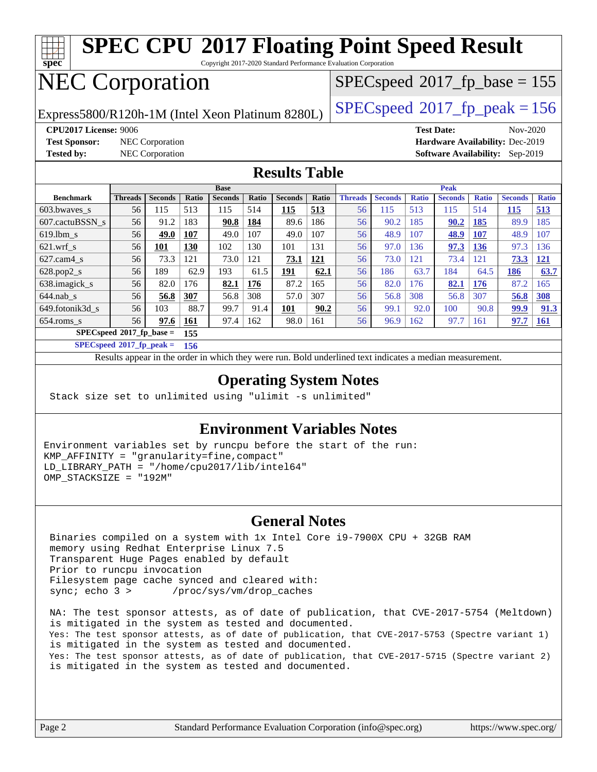# SPEC CPU 2017 Floating Point Speed Result

Copyright 2017-2020 Standard Performance Evaluation Corporation

# NEC Corporation

Express5800/R120h-1M (Intel Xeon Platinum 8280L)

SPECspeed 2017_fp_base = 155

SPECspeed 2017_fp_peak = 156

**CPU2017 License:** 9006
**Test Sponsor:** NEC Corporation
**Tested by:** NEC Corporation

**Test Date:** Nov-2020
**Hardware Availability:** Dec-2019
**Software Availability:** Sep-2019

## Results Table

| | Base | | | | | | | Peak | | | | | | |
|---|---|---|---|---|---|---|---|---|---|---|---|---|---|---|
| **Benchmark** | **Threads** | **Seconds** | **Ratio** | **Seconds** | **Ratio** | **Seconds** | **Ratio** | **Threads** | **Seconds** | **Ratio** | **Seconds** | **Ratio** | **Seconds** | **Ratio** |
| 603.bwaves_s | 56 | 115 | 513 | 115 | 514 | **115** | **513** | 56 | 115 | 513 | 115 | 514 | **115** | **513** |
| 607.cactuBSSN_s | 56 | 91.2 | 183 | **90.8** | **184** | 89.6 | 186 | 56 | 90.2 | 185 | **90.2** | **185** | 89.9 | 185 |
| 619.lbm_s | 56 | **49.0** | **107** | 49.0 | 107 | 49.0 | 107 | 56 | 48.9 | 107 | **48.9** | **107** | 48.9 | 107 |
| 621.wrf_s | 56 | **101** | **130** | 102 | 130 | 101 | 131 | 56 | 97.0 | 136 | **97.3** | **136** | 97.3 | 136 |
| 627.cam4_s | 56 | 73.3 | 121 | 73.0 | 121 | **73.1** | **121** | 56 | 73.0 | 121 | 73.4 | 121 | **73.3** | **121** |
| 628.pop2_s | 56 | 189 | 62.9 | 193 | 61.5 | **191** | **62.1** | 56 | 186 | 63.7 | 184 | 64.5 | **186** | **63.7** |
| 638.imagick_s | 56 | 82.0 | 176 | **82.1** | **176** | 87.2 | 165 | 56 | 82.0 | 176 | **82.1** | **176** | 87.2 | 165 |
| 644.nab_s | 56 | **56.8** | **307** | 56.8 | 308 | 57.0 | 307 | 56 | 56.8 | 308 | 56.8 | 307 | **56.8** | **308** |
| 649.fotonik3d_s | 56 | 103 | 88.7 | 99.7 | 91.4 | **101** | **90.2** | 56 | 99.1 | 92.0 | 100 | 90.8 | **99.9** | **91.3** |
| 654.roms_s | 56 | **97.6** | **161** | 97.4 | 162 | 98.0 | 161 | 56 | 96.9 | 162 | 97.7 | 161 | **97.7** | **161** |

**SPECspeed 2017_fp_base = 155**

**SPECspeed 2017_fp_peak = 156**

Results appear in the order in which they were run. Bold underlined text indicates a median measurement.

## Operating System Notes

```
Stack size set to unlimited using "ulimit -s unlimited"
```

## Environment Variables Notes

```
Environment variables set by runcpu before the start of the run:
KMP_AFFINITY = "granularity=fine,compact"
LD_LIBRARY_PATH = "/home/cpu2017/lib/intel64"
OMP_STACKSIZE = "192M"
```

## General Notes

```
Binaries compiled on a system with 1x Intel Core i9-7900X CPU + 32GB RAM
memory using Redhat Enterprise Linux 7.5
Transparent Huge Pages enabled by default
Prior to runcpu invocation
Filesystem page cache synced and cleared with:
sync; echo 3 >       /proc/sys/vm/drop_caches

NA: The test sponsor attests, as of date of publication, that CVE-2017-5754 (Meltdown)
is mitigated in the system as tested and documented.
Yes: The test sponsor attests, as of date of publication, that CVE-2017-5753 (Spectre variant 1)
is mitigated in the system as tested and documented.
Yes: The test sponsor attests, as of date of publication, that CVE-2017-5715 (Spectre variant 2)
is mitigated in the system as tested and documented.
```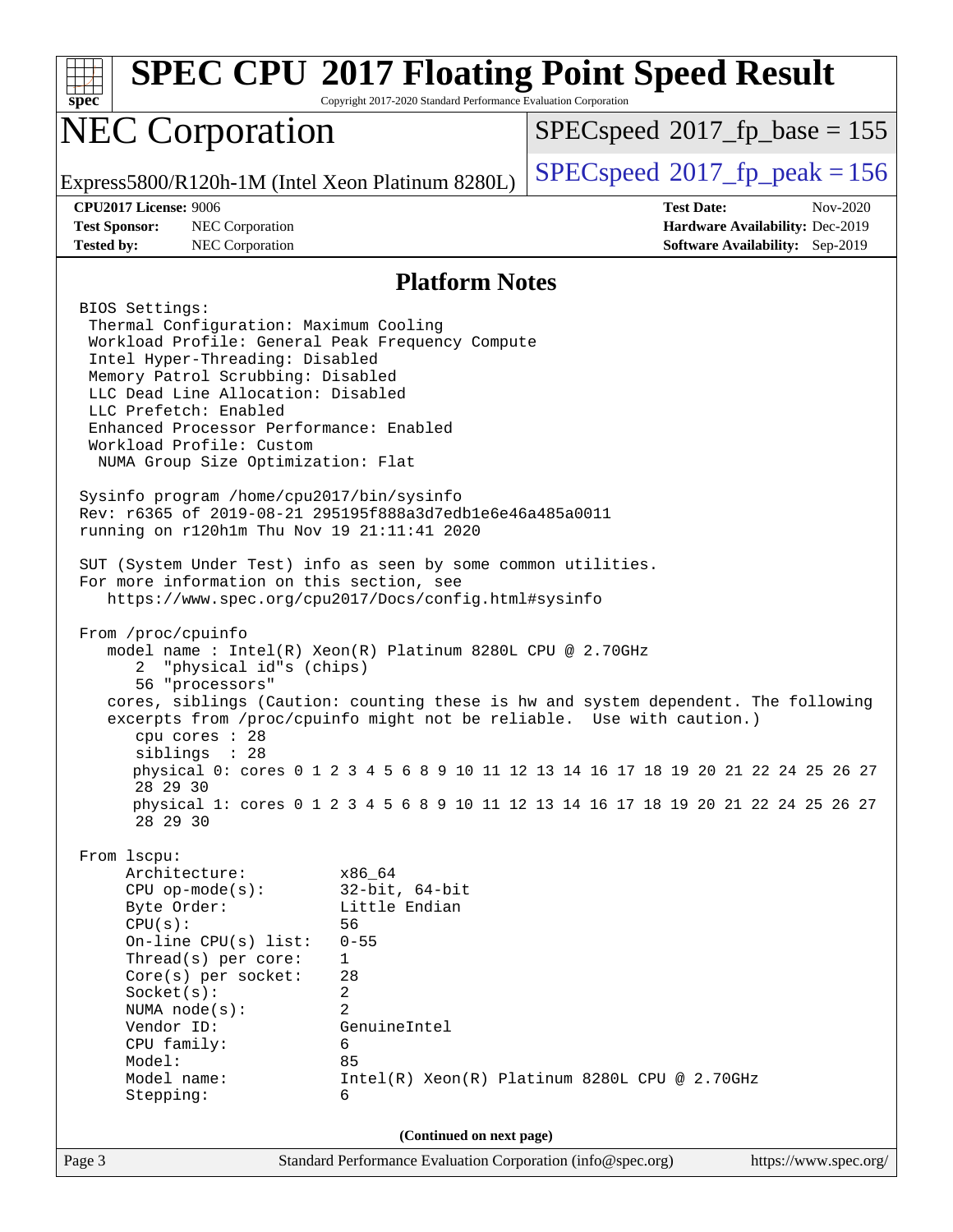# SPEC CPU 2017 Floating Point Speed Result

Copyright 2017-2020 Standard Performance Evaluation Corporation

## NEC Corporation

Express5800/R120h-1M (Intel Xeon Platinum 8280L)

SPECspeed 2017_fp_base = 155

SPECspeed 2017_fp_peak = 156

**CPU2017 License:** 9006
**Test Sponsor:** NEC Corporation
**Tested by:** NEC Corporation

**Test Date:** Nov-2020
**Hardware Availability:** Dec-2019
**Software Availability:** Sep-2019

### Platform Notes

```
BIOS Settings:
 Thermal Configuration: Maximum Cooling
 Workload Profile: General Peak Frequency Compute
 Intel Hyper-Threading: Disabled
 Memory Patrol Scrubbing: Disabled
 LLC Dead Line Allocation: Disabled
 LLC Prefetch: Enabled
 Enhanced Processor Performance: Enabled
 Workload Profile: Custom
  NUMA Group Size Optimization: Flat

Sysinfo program /home/cpu2017/bin/sysinfo
Rev: r6365 of 2019-08-21 295195f888a3d7edb1e6e46a485a0011
running on r120h1m Thu Nov 19 21:11:41 2020

SUT (System Under Test) info as seen by some common utilities.
For more information on this section, see
   https://www.spec.org/cpu2017/Docs/config.html#sysinfo

From /proc/cpuinfo
   model name : Intel(R) Xeon(R) Platinum 8280L CPU @ 2.70GHz
      2  "physical id"s (chips)
      56 "processors"
   cores, siblings (Caution: counting these is hw and system dependent. The following
   excerpts from /proc/cpuinfo might not be reliable.  Use with caution.)
      cpu cores : 28
      siblings  : 28
      physical 0: cores 0 1 2 3 4 5 6 8 9 10 11 12 13 14 16 17 18 19 20 21 22 24 25 26 27
      28 29 30
      physical 1: cores 0 1 2 3 4 5 6 8 9 10 11 12 13 14 16 17 18 19 20 21 22 24 25 26 27
      28 29 30

From lscpu:
     Architecture:          x86_64
     CPU op-mode(s):        32-bit, 64-bit
     Byte Order:            Little Endian
     CPU(s):                56
     On-line CPU(s) list:   0-55
     Thread(s) per core:    1
     Core(s) per socket:    28
     Socket(s):             2
     NUMA node(s):          2
     Vendor ID:             GenuineIntel
     CPU family:            6
     Model:                 85
     Model name:            Intel(R) Xeon(R) Platinum 8280L CPU @ 2.70GHz
     Stepping:              6
```

**(Continued on next page)**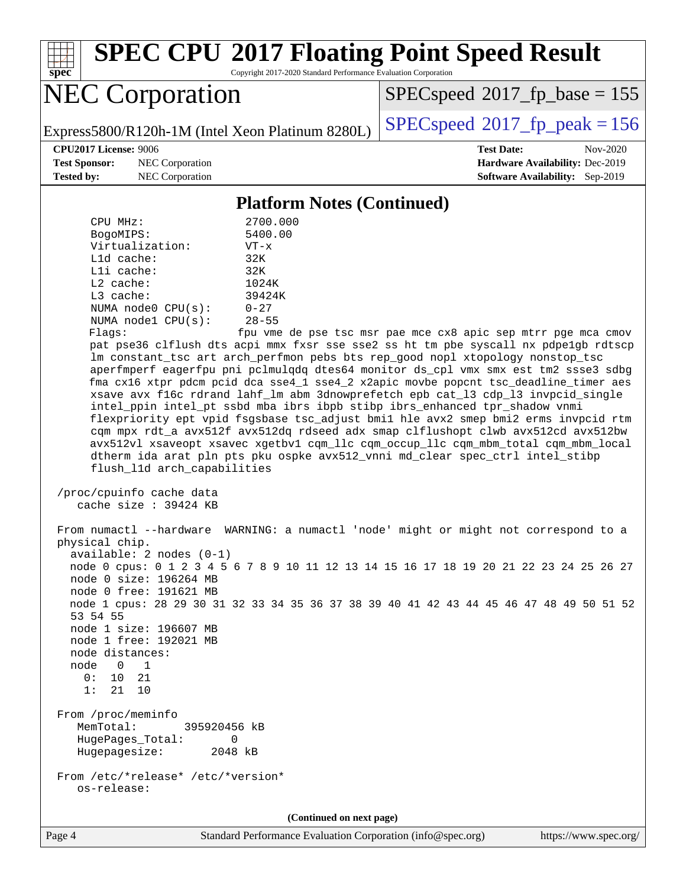## Platform Notes (Continued)

```
     CPU MHz:                2700.000
     BogoMIPS:               5400.00
     Virtualization:         VT-x
     L1d cache:              32K
     L1i cache:              32K
     L2 cache:               1024K
     L3 cache:               39424K
     NUMA node0 CPU(s):      0-27
     NUMA node1 CPU(s):      28-55
     Flags:                  fpu vme de pse tsc msr pae mce cx8 apic sep mtrr pge mca cmov
     pat pse36 clflush dts acpi mmx fxsr sse sse2 ss ht tm pbe syscall nx pdpe1gb rdtscp
     lm constant_tsc art arch_perfmon pebs bts rep_good nopl xtopology nonstop_tsc
     aperfmperf eagerfpu pni pclmulqdq dtes64 monitor ds_cpl vmx smx est tm2 ssse3 sdbg
     fma cx16 xtpr pdcm pcid dca sse4_1 sse4_2 x2apic movbe popcnt tsc_deadline_timer aes
     xsave avx f16c rdrand lahf_lm abm 3dnowprefetch epb cat_l3 cdp_l3 invpcid_single
     intel_ppin intel_pt ssbd mba ibrs ibpb stibp ibrs_enhanced tpr_shadow vnmi
     flexpriority ept vpid fsgsbase tsc_adjust bmi1 hle avx2 smep bmi2 erms invpcid rtm
     cqm mpx rdt_a avx512f avx512dq rdseed adx smap clflushopt clwb avx512cd avx512bw
     avx512vl xsaveopt xsavec xgetbv1 cqm_llc cqm_occup_llc cqm_mbm_total cqm_mbm_local
     dtherm ida arat pln pts pku ospke avx512_vnni md_clear spec_ctrl intel_stibp
     flush_l1d arch_capabilities

 /proc/cpuinfo cache data
    cache size : 39424 KB

 From numactl --hardware  WARNING: a numactl 'node' might or might not correspond to a
 physical chip.
   available: 2 nodes (0-1)
   node 0 cpus: 0 1 2 3 4 5 6 7 8 9 10 11 12 13 14 15 16 17 18 19 20 21 22 23 24 25 26 27
   node 0 size: 196264 MB
   node 0 free: 191621 MB
   node 1 cpus: 28 29 30 31 32 33 34 35 36 37 38 39 40 41 42 43 44 45 46 47 48 49 50 51 52
   53 54 55
   node 1 size: 196607 MB
   node 1 free: 192021 MB
   node distances:
   node   0   1
     0:  10  21
     1:  21  10

 From /proc/meminfo
    MemTotal:       395920456 kB
    HugePages_Total:       0
    Hugepagesize:       2048 kB

 From /etc/*release* /etc/*version*
    os-release:
```

(Continued on next page)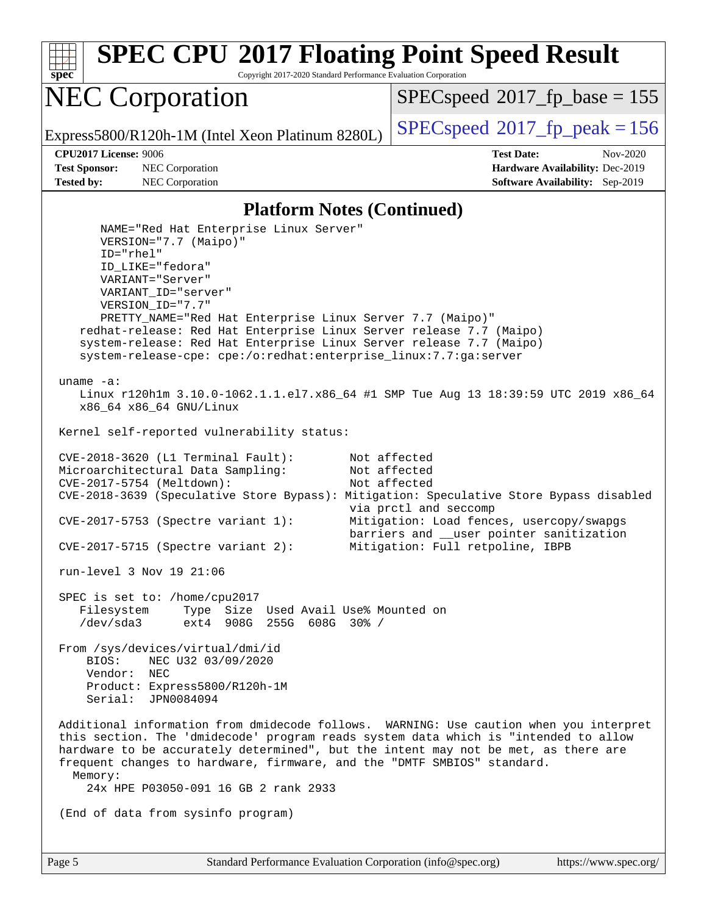## Platform Notes (Continued)

```
      NAME="Red Hat Enterprise Linux Server"
      VERSION="7.7 (Maipo)"
      ID="rhel"
      ID_LIKE="fedora"
      VARIANT="Server"
      VARIANT_ID="server"
      VERSION_ID="7.7"
      PRETTY_NAME="Red Hat Enterprise Linux Server 7.7 (Maipo)"
    redhat-release: Red Hat Enterprise Linux Server release 7.7 (Maipo)
    system-release: Red Hat Enterprise Linux Server release 7.7 (Maipo)
    system-release-cpe: cpe:/o:redhat:enterprise_linux:7.7:ga:server

 uname -a:
    Linux r120h1m 3.10.0-1062.1.1.el7.x86_64 #1 SMP Tue Aug 13 18:39:59 UTC 2019 x86_64
    x86_64 x86_64 GNU/Linux

 Kernel self-reported vulnerability status:

 CVE-2018-3620 (L1 Terminal Fault):        Not affected
 Microarchitectural Data Sampling:         Not affected
 CVE-2017-5754 (Meltdown):                 Not affected
 CVE-2018-3639 (Speculative Store Bypass): Mitigation: Speculative Store Bypass disabled
                                           via prctl and seccomp
 CVE-2017-5753 (Spectre variant 1):        Mitigation: Load fences, usercopy/swapgs
                                           barriers and __user pointer sanitization
 CVE-2017-5715 (Spectre variant 2):        Mitigation: Full retpoline, IBPB

 run-level 3 Nov 19 21:06

 SPEC is set to: /home/cpu2017
    Filesystem     Type  Size  Used Avail Use% Mounted on
    /dev/sda3      ext4  908G  255G  608G  30% /

 From /sys/devices/virtual/dmi/id
     BIOS:    NEC U32 03/09/2020
     Vendor:  NEC
     Product: Express5800/R120h-1M
     Serial:  JPN0084094

 Additional information from dmidecode follows.  WARNING: Use caution when you interpret
 this section. The 'dmidecode' program reads system data which is "intended to allow
 hardware to be accurately determined", but the intent may not be met, as there are
 frequent changes to hardware, firmware, and the "DMTF SMBIOS" standard.
   Memory:
      24x HPE P03050-091 16 GB 2 rank 2933

 (End of data from sysinfo program)
```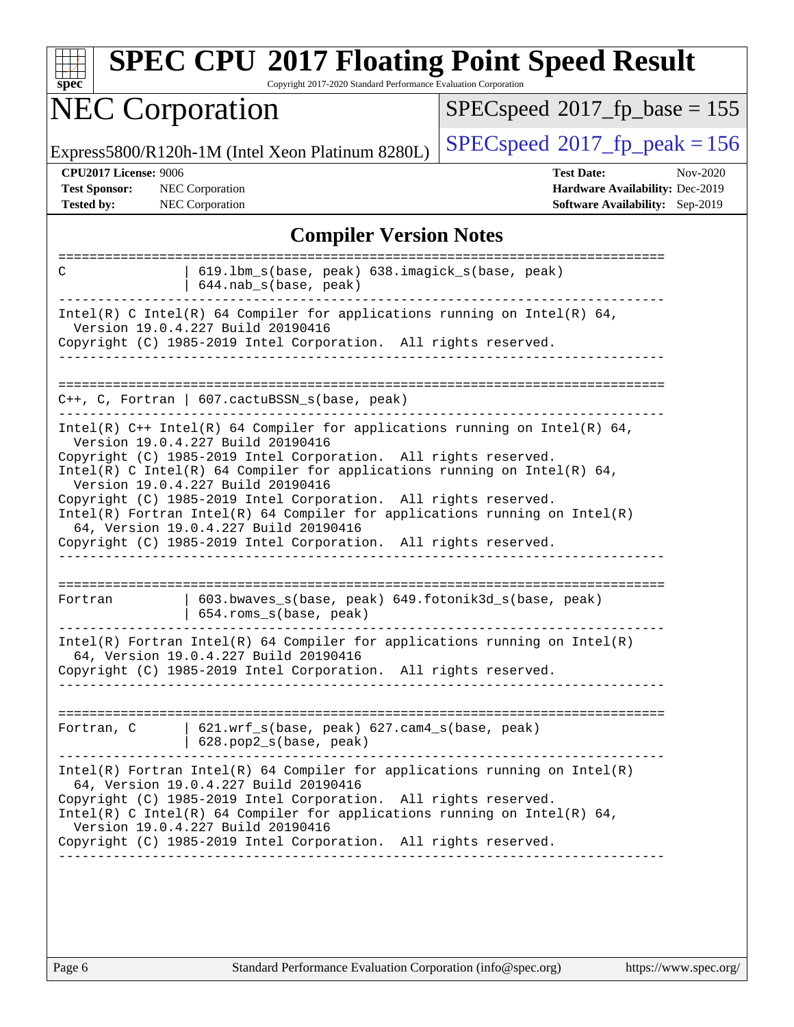## Compiler Version Notes

```
==============================================================================
C               | 619.lbm_s(base, peak) 638.imagick_s(base, peak)
                | 644.nab_s(base, peak)
------------------------------------------------------------------------------
Intel(R) C Intel(R) 64 Compiler for applications running on Intel(R) 64,
  Version 19.0.4.227 Build 20190416
Copyright (C) 1985-2019 Intel Corporation.  All rights reserved.
------------------------------------------------------------------------------

==============================================================================
C++, C, Fortran | 607.cactuBSSN_s(base, peak)
------------------------------------------------------------------------------
Intel(R) C++ Intel(R) 64 Compiler for applications running on Intel(R) 64,
  Version 19.0.4.227 Build 20190416
Copyright (C) 1985-2019 Intel Corporation.  All rights reserved.
Intel(R) C Intel(R) 64 Compiler for applications running on Intel(R) 64,
  Version 19.0.4.227 Build 20190416
Copyright (C) 1985-2019 Intel Corporation.  All rights reserved.
Intel(R) Fortran Intel(R) 64 Compiler for applications running on Intel(R)
  64, Version 19.0.4.227 Build 20190416
Copyright (C) 1985-2019 Intel Corporation.  All rights reserved.
------------------------------------------------------------------------------

==============================================================================
Fortran         | 603.bwaves_s(base, peak) 649.fotonik3d_s(base, peak)
                | 654.roms_s(base, peak)
------------------------------------------------------------------------------
Intel(R) Fortran Intel(R) 64 Compiler for applications running on Intel(R)
  64, Version 19.0.4.227 Build 20190416
Copyright (C) 1985-2019 Intel Corporation.  All rights reserved.
------------------------------------------------------------------------------

==============================================================================
Fortran, C      | 621.wrf_s(base, peak) 627.cam4_s(base, peak)
                | 628.pop2_s(base, peak)
------------------------------------------------------------------------------
Intel(R) Fortran Intel(R) 64 Compiler for applications running on Intel(R)
  64, Version 19.0.4.227 Build 20190416
Copyright (C) 1985-2019 Intel Corporation.  All rights reserved.
Intel(R) C Intel(R) 64 Compiler for applications running on Intel(R) 64,
  Version 19.0.4.227 Build 20190416
Copyright (C) 1985-2019 Intel Corporation.  All rights reserved.
------------------------------------------------------------------------------
```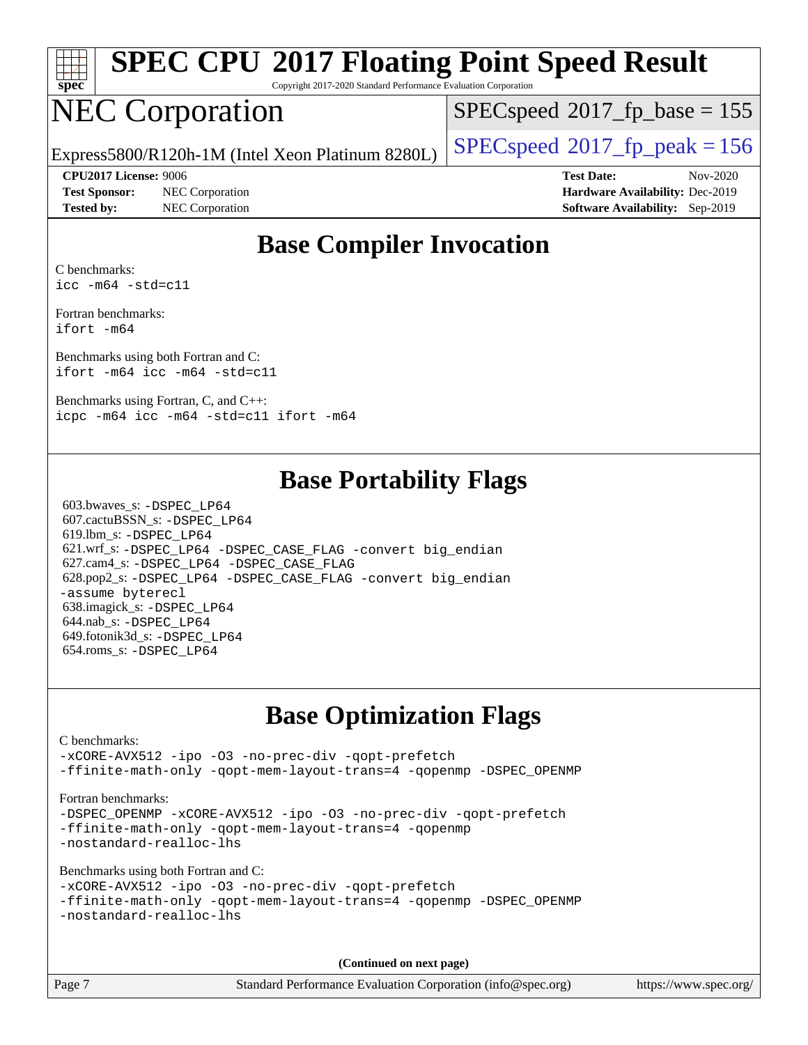# SPEC CPU 2017 Floating Point Speed Result

Copyright 2017-2020 Standard Performance Evaluation Corporation

# NEC Corporation

Express5800/R120h-1M (Intel Xeon Platinum 8280L)

SPECspeed 2017_fp_base = 155

SPECspeed 2017_fp_peak = 156

**CPU2017 License:** 9006
**Test Sponsor:** NEC Corporation
**Tested by:** NEC Corporation

**Test Date:** Nov-2020
**Hardware Availability:** Dec-2019
**Software Availability:** Sep-2019

## Base Compiler Invocation

C benchmarks:
```
icc -m64 -std=c11
```

Fortran benchmarks:
```
ifort -m64
```

Benchmarks using both Fortran and C:
```
ifort -m64 icc -m64 -std=c11
```

Benchmarks using Fortran, C, and C++:
```
icpc -m64 icc -m64 -std=c11 ifort -m64
```

## Base Portability Flags

603.bwaves_s: -DSPEC_LP64
607.cactuBSSN_s: -DSPEC_LP64
619.lbm_s: -DSPEC_LP64
621.wrf_s: -DSPEC_LP64 -DSPEC_CASE_FLAG -convert big_endian
627.cam4_s: -DSPEC_LP64 -DSPEC_CASE_FLAG
628.pop2_s: -DSPEC_LP64 -DSPEC_CASE_FLAG -convert big_endian -assume byterecl
638.imagick_s: -DSPEC_LP64
644.nab_s: -DSPEC_LP64
649.fotonik3d_s: -DSPEC_LP64
654.roms_s: -DSPEC_LP64

## Base Optimization Flags

C benchmarks:
```
-xCORE-AVX512 -ipo -O3 -no-prec-div -qopt-prefetch
-ffinite-math-only -qopt-mem-layout-trans=4 -qopenmp -DSPEC_OPENMP
```

Fortran benchmarks:
```
-DSPEC_OPENMP -xCORE-AVX512 -ipo -O3 -no-prec-div -qopt-prefetch
-ffinite-math-only -qopt-mem-layout-trans=4 -qopenmp
-nostandard-realloc-lhs
```

Benchmarks using both Fortran and C:
```
-xCORE-AVX512 -ipo -O3 -no-prec-div -qopt-prefetch
-ffinite-math-only -qopt-mem-layout-trans=4 -qopenmp -DSPEC_OPENMP
-nostandard-realloc-lhs
```

**(Continued on next page)**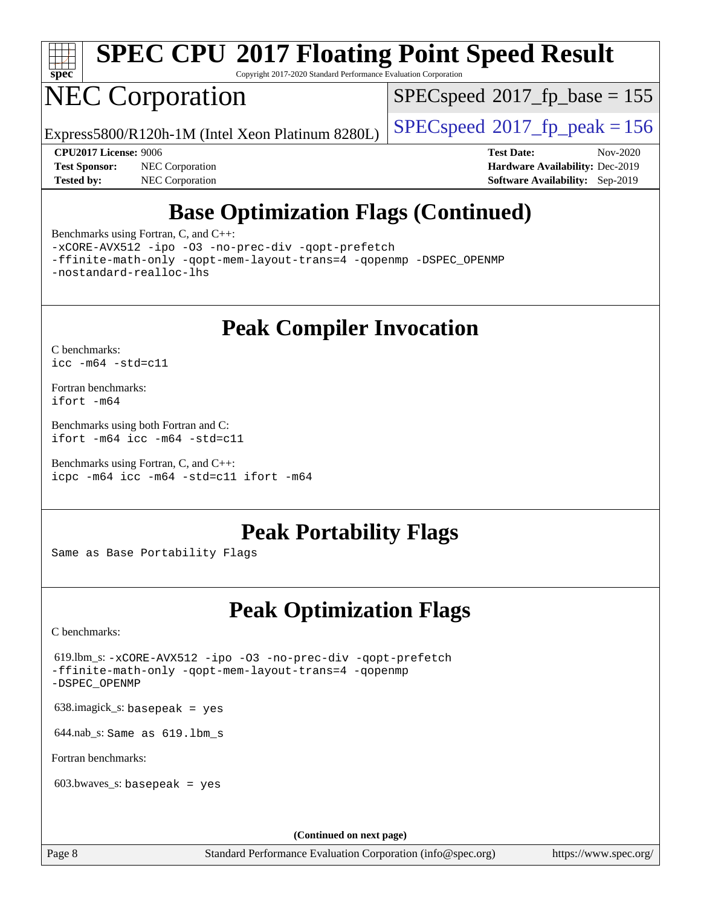# SPEC CPU 2017 Floating Point Speed Result

Copyright 2017-2020 Standard Performance Evaluation Corporation

# NEC Corporation

Express5800/R120h-1M (Intel Xeon Platinum 8280L)

SPECspeed 2017_fp_base = 155

SPECspeed 2017_fp_peak = 156

**CPU2017 License:** 9006
**Test Sponsor:** NEC Corporation
**Tested by:** NEC Corporation

**Test Date:** Nov-2020
**Hardware Availability:** Dec-2019
**Software Availability:** Sep-2019

## Base Optimization Flags (Continued)

Benchmarks using Fortran, C, and C++:

```
-xCORE-AVX512 -ipo -O3 -no-prec-div -qopt-prefetch
-ffinite-math-only -qopt-mem-layout-trans=4 -qopenmp -DSPEC_OPENMP
-nostandard-realloc-lhs
```

## Peak Compiler Invocation

C benchmarks:

```
icc -m64 -std=c11
```

Fortran benchmarks:

```
ifort -m64
```

Benchmarks using both Fortran and C:

```
ifort -m64 icc -m64 -std=c11
```

Benchmarks using Fortran, C, and C++:

```
icpc -m64 icc -m64 -std=c11 ifort -m64
```

## Peak Portability Flags

Same as Base Portability Flags

## Peak Optimization Flags

C benchmarks:

619.lbm_s: `-xCORE-AVX512 -ipo -O3 -no-prec-div -qopt-prefetch -ffinite-math-only -qopt-mem-layout-trans=4 -qopenmp -DSPEC_OPENMP`

638.imagick_s: `basepeak = yes`

644.nab_s: `Same as 619.lbm_s`

Fortran benchmarks:

603.bwaves_s: `basepeak = yes`

**(Continued on next page)**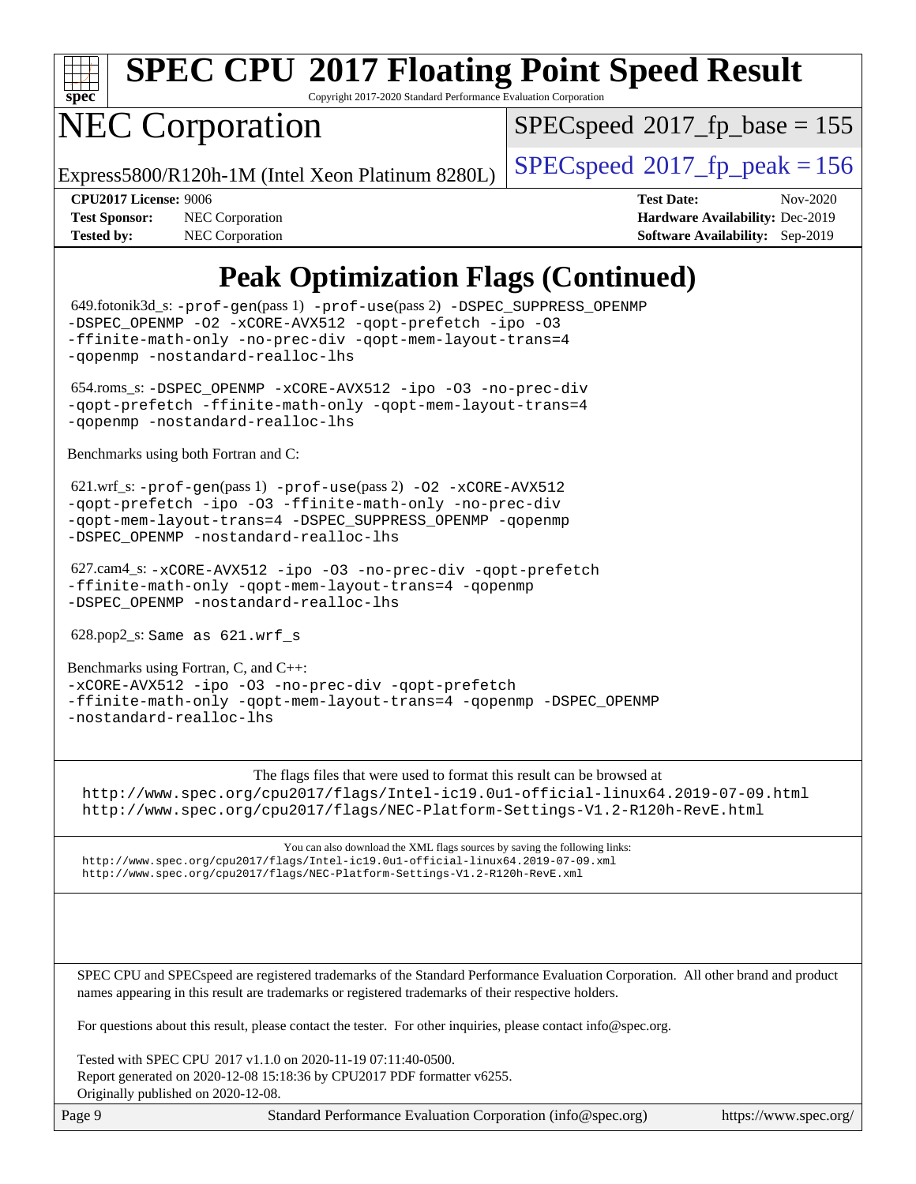# SPEC CPU 2017 Floating Point Speed Result

Copyright 2017-2020 Standard Performance Evaluation Corporation

# NEC Corporation

Express5800/R120h-1M (Intel Xeon Platinum 8280L)

SPECspeed 2017_fp_base = 155

SPECspeed 2017_fp_peak = 156

**CPU2017 License:** 9006
**Test Sponsor:** NEC Corporation
**Tested by:** NEC Corporation

**Test Date:** Nov-2020
**Hardware Availability:** Dec-2019
**Software Availability:** Sep-2019

## Peak Optimization Flags (Continued)

649.fotonik3d_s: -prof-gen(pass 1) -prof-use(pass 2) -DSPEC_SUPPRESS_OPENMP -DSPEC_OPENMP -O2 -xCORE-AVX512 -qopt-prefetch -ipo -O3 -ffinite-math-only -no-prec-div -qopt-mem-layout-trans=4 -qopenmp -nostandard-realloc-lhs

654.roms_s: -DSPEC_OPENMP -xCORE-AVX512 -ipo -O3 -no-prec-div -qopt-prefetch -ffinite-math-only -qopt-mem-layout-trans=4 -qopenmp -nostandard-realloc-lhs

Benchmarks using both Fortran and C:

621.wrf_s: -prof-gen(pass 1) -prof-use(pass 2) -O2 -xCORE-AVX512 -qopt-prefetch -ipo -O3 -ffinite-math-only -no-prec-div -qopt-mem-layout-trans=4 -DSPEC_SUPPRESS_OPENMP -qopenmp -DSPEC_OPENMP -nostandard-realloc-lhs

627.cam4_s: -xCORE-AVX512 -ipo -O3 -no-prec-div -qopt-prefetch -ffinite-math-only -qopt-mem-layout-trans=4 -qopenmp -DSPEC_OPENMP -nostandard-realloc-lhs

628.pop2_s: Same as 621.wrf_s

Benchmarks using Fortran, C, and C++:
-xCORE-AVX512 -ipo -O3 -no-prec-div -qopt-prefetch -ffinite-math-only -qopt-mem-layout-trans=4 -qopenmp -DSPEC_OPENMP -nostandard-realloc-lhs

The flags files that were used to format this result can be browsed at
http://www.spec.org/cpu2017/flags/Intel-ic19.0u1-official-linux64.2019-07-09.html
http://www.spec.org/cpu2017/flags/NEC-Platform-Settings-V1.2-R120h-RevE.html

You can also download the XML flags sources by saving the following links:
http://www.spec.org/cpu2017/flags/Intel-ic19.0u1-official-linux64.2019-07-09.xml
http://www.spec.org/cpu2017/flags/NEC-Platform-Settings-V1.2-R120h-RevE.xml

SPEC CPU and SPECspeed are registered trademarks of the Standard Performance Evaluation Corporation. All other brand and product names appearing in this result are trademarks or registered trademarks of their respective holders.

For questions about this result, please contact the tester. For other inquiries, please contact info@spec.org.

Tested with SPEC CPU 2017 v1.1.0 on 2020-11-19 07:11:40-0500.
Report generated on 2020-12-08 15:18:36 by CPU2017 PDF formatter v6255.
Originally published on 2020-12-08.